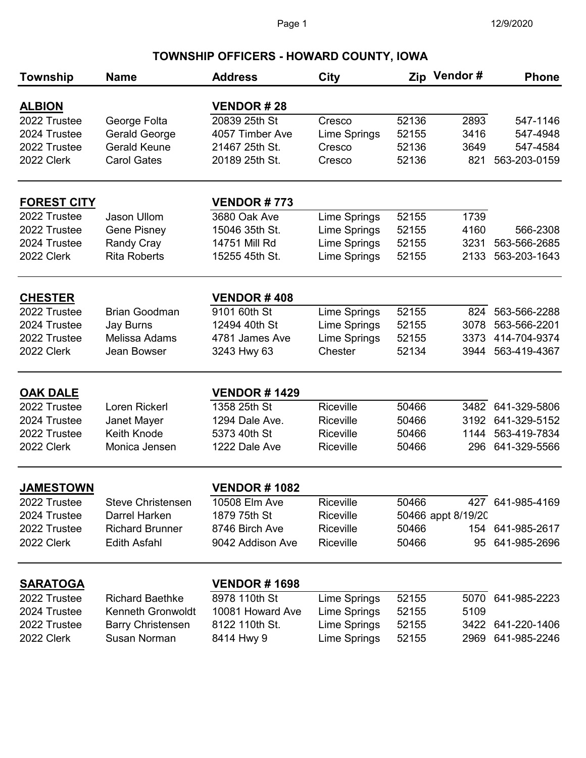# TOWNSHIP OFFICERS - HOWARD COUNTY, IOWA

| Township | Name | Address | City | Zip | Vendor # | Phone |
|---|---|---|---|---|---|---|
| **ALBION** | | **VENDOR # 28** | | | | |
| 2022 Trustee | George Folta | 20839 25th St | Cresco | 52136 | 2893 | 547-1146 |
| 2024 Trustee | Gerald George | 4057 Timber Ave | Lime Springs | 52155 | 3416 | 547-4948 |
| 2022 Trustee | Gerald Keune | 21467 25th St. | Cresco | 52136 | 3649 | 547-4584 |
| 2022 Clerk | Carol Gates | 20189 25th St. | Cresco | 52136 | 821 | 563-203-0159 |
| **FOREST CITY** | | **VENDOR # 773** | | | | |
| 2022 Trustee | Jason Ullom | 3680 Oak Ave | Lime Springs | 52155 | 1739 | |
| 2022 Trustee | Gene Pisney | 15046 35th St. | Lime Springs | 52155 | 4160 | 566-2308 |
| 2024 Trustee | Randy Cray | 14751 Mill Rd | Lime Springs | 52155 | 3231 | 563-566-2685 |
| 2022 Clerk | Rita Roberts | 15255 45th St. | Lime Springs | 52155 | 2133 | 563-203-1643 |
| **CHESTER** | | **VENDOR # 408** | | | | |
| 2022 Trustee | Brian Goodman | 9101 60th St | Lime Springs | 52155 | 824 | 563-566-2288 |
| 2024 Trustee | Jay Burns | 12494 40th St | Lime Springs | 52155 | 3078 | 563-566-2201 |
| 2022 Trustee | Melissa Adams | 4781 James Ave | Lime Springs | 52155 | 3373 | 414-704-9374 |
| 2022 Clerk | Jean Bowser | 3243 Hwy 63 | Chester | 52134 | 3944 | 563-419-4367 |
| **OAK DALE** | | **VENDOR # 1429** | | | | |
| 2022 Trustee | Loren Rickerl | 1358 25th St | Riceville | 50466 | 3482 | 641-329-5806 |
| 2024 Trustee | Janet Mayer | 1294 Dale Ave. | Riceville | 50466 | 3192 | 641-329-5152 |
| 2022 Trustee | Keith Knode | 5373 40th St | Riceville | 50466 | 1144 | 563-419-7834 |
| 2022 Clerk | Monica Jensen | 1222 Dale Ave | Riceville | 50466 | 296 | 641-329-5566 |
| **JAMESTOWN** | | **VENDOR # 1082** | | | | |
| 2022 Trustee | Steve Christensen | 10508 Elm Ave | Riceville | 50466 | 427 | 641-985-4169 |
| 2024 Trustee | Darrel Harken | 1879 75th St | Riceville | 50466 | appt 8/19/20 | |
| 2022 Trustee | Richard Brunner | 8746 Birch Ave | Riceville | 50466 | 154 | 641-985-2617 |
| 2022 Clerk | Edith Asfahl | 9042 Addison Ave | Riceville | 50466 | 95 | 641-985-2696 |
| **SARATOGA** | | **VENDOR # 1698** | | | | |
| 2022 Trustee | Richard Baethke | 8978 110th St | Lime Springs | 52155 | 5070 | 641-985-2223 |
| 2024 Trustee | Kenneth Gronwoldt | 10081 Howard Ave | Lime Springs | 52155 | 5109 | |
| 2022 Trustee | Barry Christensen | 8122 110th St. | Lime Springs | 52155 | 3422 | 641-220-1406 |
| 2022 Clerk | Susan Norman | 8414 Hwy 9 | Lime Springs | 52155 | 2969 | 641-985-2246 |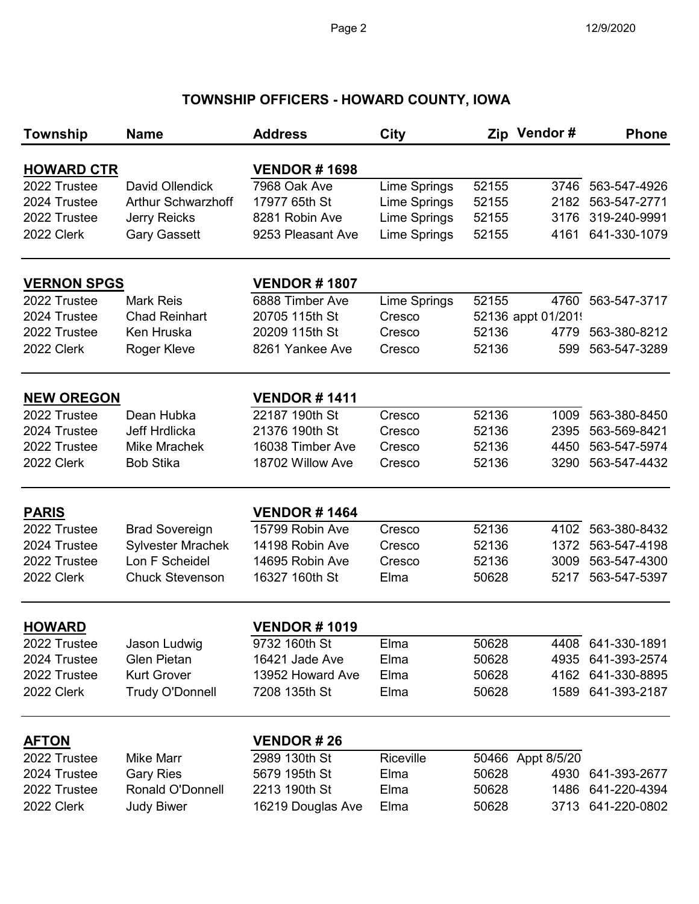# TOWNSHIP OFFICERS - HOWARD COUNTY, IOWA

| Township | Name | Address | City | Zip | Vendor # | Phone |
|---|---|---|---|---|---|---|
| **HOWARD CTR** | | **VENDOR # 1698** | | | | |
| 2022 Trustee | David Ollendick | 7968 Oak Ave | Lime Springs | 52155 | 3746 | 563-547-4926 |
| 2024 Trustee | Arthur Schwarzhoff | 17977 65th St | Lime Springs | 52155 | 2182 | 563-547-2771 |
| 2022 Trustee | Jerry Reicks | 8281 Robin Ave | Lime Springs | 52155 | 3176 | 319-240-9991 |
| 2022 Clerk | Gary Gassett | 9253 Pleasant Ave | Lime Springs | 52155 | 4161 | 641-330-1079 |
| **VERNON SPGS** | | **VENDOR # 1807** | | | | |
| 2022 Trustee | Mark Reis | 6888 Timber Ave | Lime Springs | 52155 | 4760 | 563-547-3717 |
| 2024 Trustee | Chad Reinhart | 20705 115th St | Cresco | 52136 | appt 01/201 | |
| 2022 Trustee | Ken Hruska | 20209 115th St | Cresco | 52136 | 4779 | 563-380-8212 |
| 2022 Clerk | Roger Kleve | 8261 Yankee Ave | Cresco | 52136 | 599 | 563-547-3289 |
| **NEW OREGON** | | **VENDOR # 1411** | | | | |
| 2022 Trustee | Dean Hubka | 22187 190th St | Cresco | 52136 | 1009 | 563-380-8450 |
| 2024 Trustee | Jeff Hrdlicka | 21376 190th St | Cresco | 52136 | 2395 | 563-569-8421 |
| 2022 Trustee | Mike Mrachek | 16038 Timber Ave | Cresco | 52136 | 4450 | 563-547-5974 |
| 2022 Clerk | Bob Stika | 18702 Willow Ave | Cresco | 52136 | 3290 | 563-547-4432 |
| **PARIS** | | **VENDOR # 1464** | | | | |
| 2022 Trustee | Brad Sovereign | 15799 Robin Ave | Cresco | 52136 | 4102 | 563-380-8432 |
| 2024 Trustee | Sylvester Mrachek | 14198 Robin Ave | Cresco | 52136 | 1372 | 563-547-4198 |
| 2022 Trustee | Lon F Scheidel | 14695 Robin Ave | Cresco | 52136 | 3009 | 563-547-4300 |
| 2022 Clerk | Chuck Stevenson | 16327 160th St | Elma | 50628 | 5217 | 563-547-5397 |
| **HOWARD** | | **VENDOR # 1019** | | | | |
| 2022 Trustee | Jason Ludwig | 9732 160th St | Elma | 50628 | 4408 | 641-330-1891 |
| 2024 Trustee | Glen Pietan | 16421 Jade Ave | Elma | 50628 | 4935 | 641-393-2574 |
| 2022 Trustee | Kurt Grover | 13952 Howard Ave | Elma | 50628 | 4162 | 641-330-8895 |
| 2022 Clerk | Trudy O'Donnell | 7208 135th St | Elma | 50628 | 1589 | 641-393-2187 |
| **AFTON** | | **VENDOR # 26** | | | | |
| 2022 Trustee | Mike Marr | 2989 130th St | Riceville | 50466 | Appt 8/5/20 | |
| 2024 Trustee | Gary Ries | 5679 195th St | Elma | 50628 | 4930 | 641-393-2677 |
| 2022 Trustee | Ronald O'Donnell | 2213 190th St | Elma | 50628 | 1486 | 641-220-4394 |
| 2022 Clerk | Judy Biwer | 16219 Douglas Ave | Elma | 50628 | 3713 | 641-220-0802 |